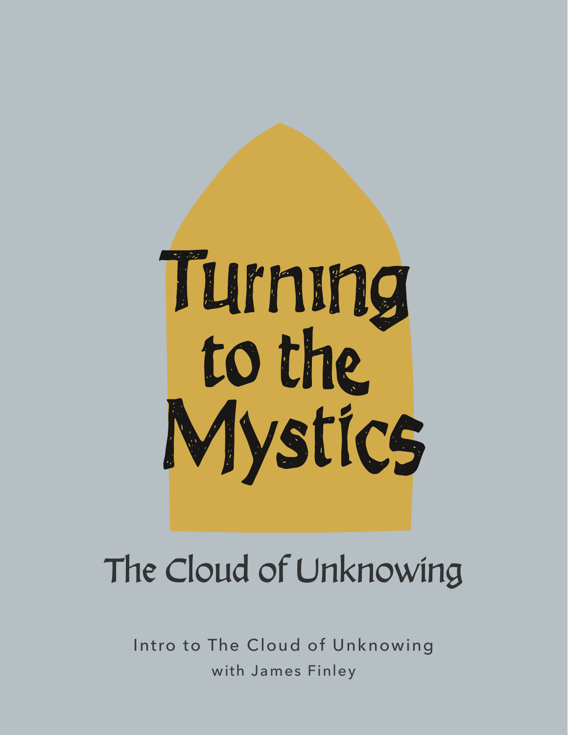# Turning to the Mystics

## The Cloud of Unknowing

Intro to The Cloud of Unknowing

with James Finley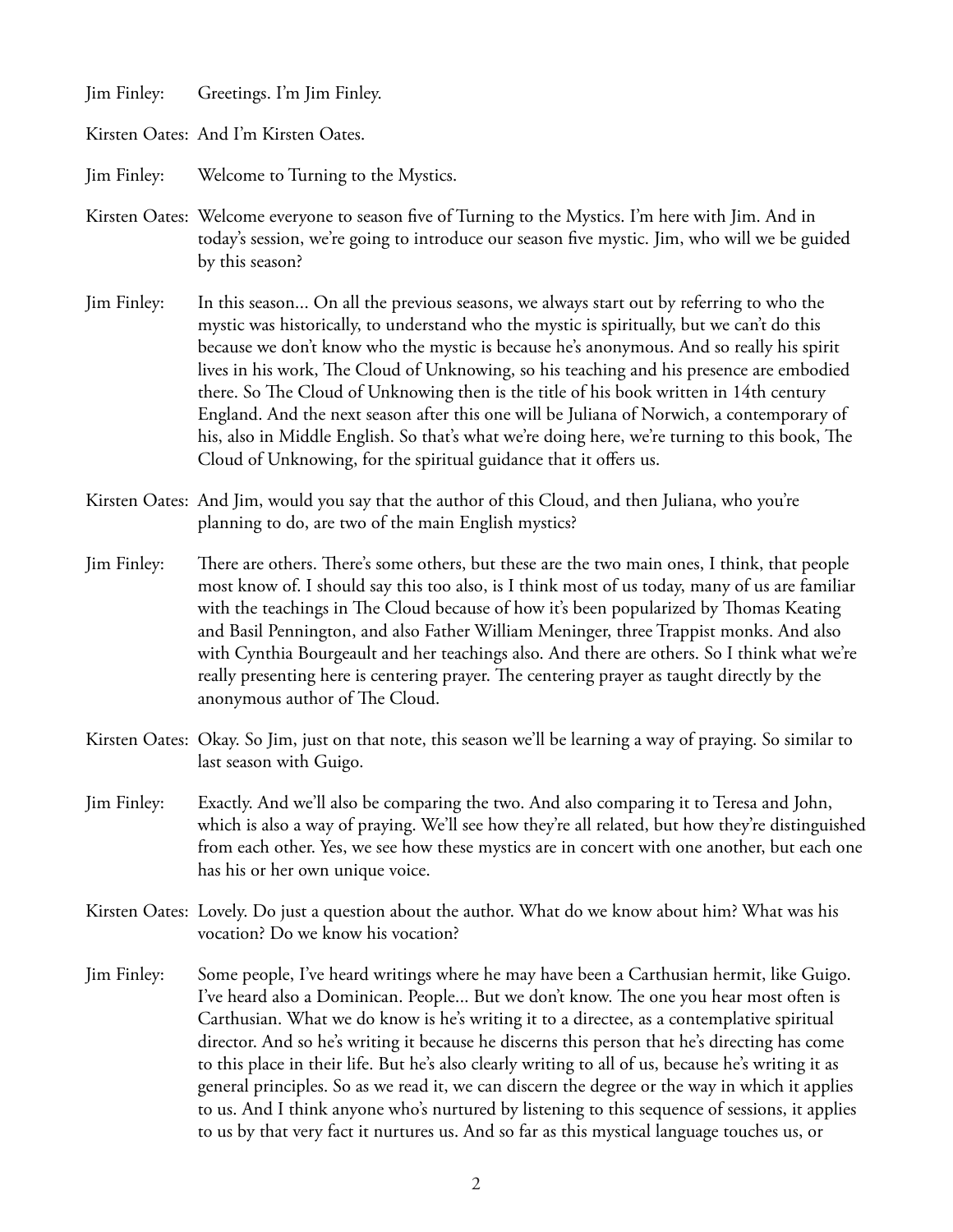Jim Finley: Greetings. I'm Jim Finley.

Kirsten Oates: And I'm Kirsten Oates.

Jim Finley: Welcome to Turning to the Mystics.

Kirsten Oates: Welcome everyone to season five of Turning to the Mystics. I'm here with Jim. And in today's session, we're going to introduce our season five mystic. Jim, who will we be guided by this season?

Jim Finley: In this season... On all the previous seasons, we always start out by referring to who the mystic was historically, to understand who the mystic is spiritually, but we can't do this because we don't know who the mystic is because he's anonymous. And so really his spirit lives in his work, The Cloud of Unknowing, so his teaching and his presence are embodied there. So The Cloud of Unknowing then is the title of his book written in 14th century England. And the next season after this one will be Juliana of Norwich, a contemporary of his, also in Middle English. So that's what we're doing here, we're turning to this book, The Cloud of Unknowing, for the spiritual guidance that it offers us.

Kirsten Oates: And Jim, would you say that the author of this Cloud, and then Juliana, who you're planning to do, are two of the main English mystics?

Jim Finley: There are others. There's some others, but these are the two main ones, I think, that people most know of. I should say this too also, is I think most of us today, many of us are familiar with the teachings in The Cloud because of how it's been popularized by Thomas Keating and Basil Pennington, and also Father William Meninger, three Trappist monks. And also with Cynthia Bourgeault and her teachings also. And there are others. So I think what we're really presenting here is centering prayer. The centering prayer as taught directly by the anonymous author of The Cloud.

Kirsten Oates: Okay. So Jim, just on that note, this season we'll be learning a way of praying. So similar to last season with Guigo.

Jim Finley: Exactly. And we'll also be comparing the two. And also comparing it to Teresa and John, which is also a way of praying. We'll see how they're all related, but how they're distinguished from each other. Yes, we see how these mystics are in concert with one another, but each one has his or her own unique voice.

Kirsten Oates: Lovely. Do just a question about the author. What do we know about him? What was his vocation? Do we know his vocation?

Jim Finley: Some people, I've heard writings where he may have been a Carthusian hermit, like Guigo. I've heard also a Dominican. People... But we don't know. The one you hear most often is Carthusian. What we do know is he's writing it to a directee, as a contemplative spiritual director. And so he's writing it because he discerns this person that he's directing has come to this place in their life. But he's also clearly writing to all of us, because he's writing it as general principles. So as we read it, we can discern the degree or the way in which it applies to us. And I think anyone who's nurtured by listening to this sequence of sessions, it applies to us by that very fact it nurtures us. And so far as this mystical language touches us, or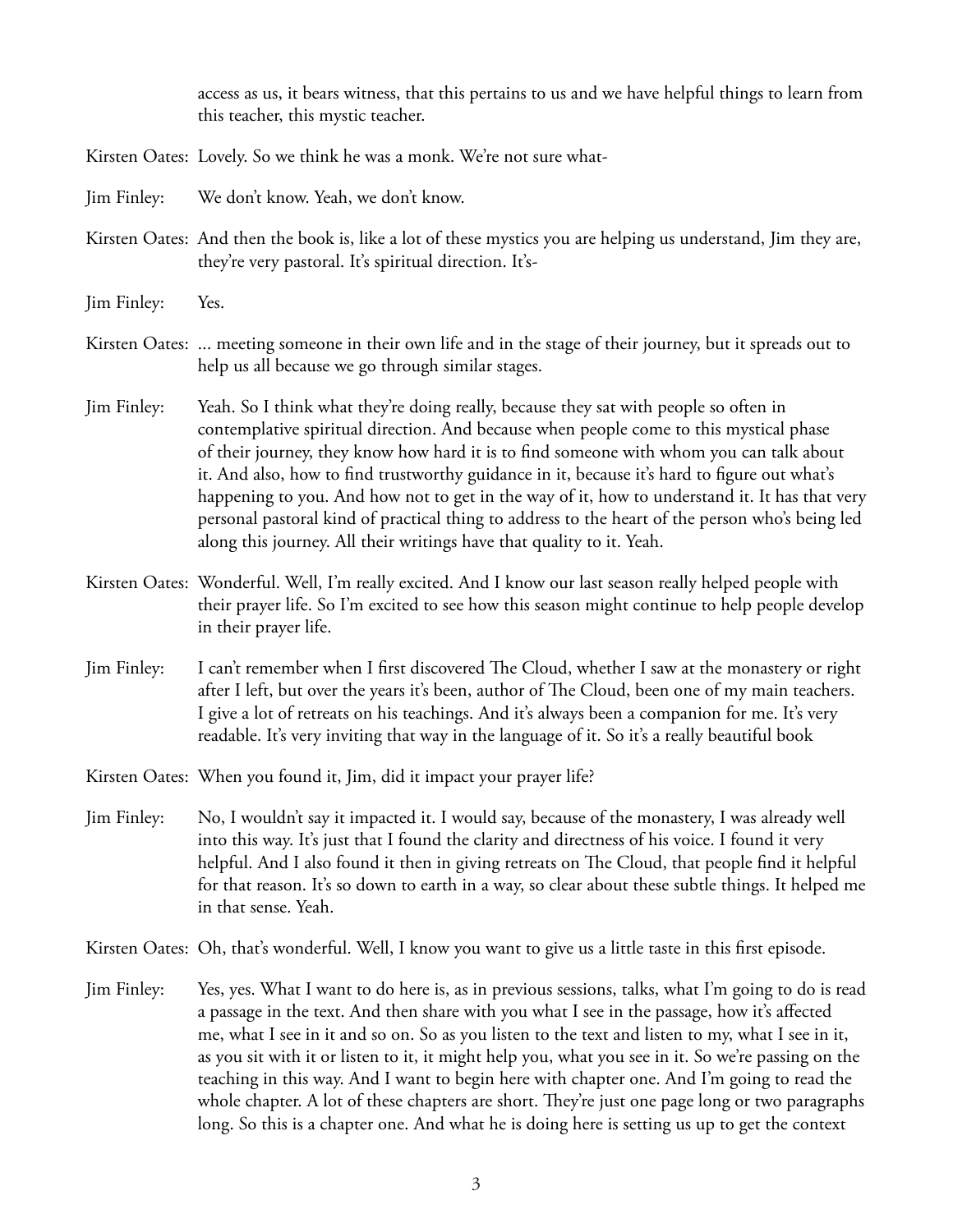access as us, it bears witness, that this pertains to us and we have helpful things to learn from this teacher, this mystic teacher.

Kirsten Oates: Lovely. So we think he was a monk. We're not sure what-

Jim Finley: We don't know. Yeah, we don't know.

Kirsten Oates: And then the book is, like a lot of these mystics you are helping us understand, Jim they are, they're very pastoral. It's spiritual direction. It's-

Jim Finley: Yes.

Kirsten Oates: ... meeting someone in their own life and in the stage of their journey, but it spreads out to help us all because we go through similar stages.

Jim Finley: Yeah. So I think what they're doing really, because they sat with people so often in contemplative spiritual direction. And because when people come to this mystical phase of their journey, they know how hard it is to find someone with whom you can talk about it. And also, how to find trustworthy guidance in it, because it's hard to figure out what's happening to you. And how not to get in the way of it, how to understand it. It has that very personal pastoral kind of practical thing to address to the heart of the person who's being led along this journey. All their writings have that quality to it. Yeah.

Kirsten Oates: Wonderful. Well, I'm really excited. And I know our last season really helped people with their prayer life. So I'm excited to see how this season might continue to help people develop in their prayer life.

Jim Finley: I can't remember when I first discovered The Cloud, whether I saw at the monastery or right after I left, but over the years it's been, author of The Cloud, been one of my main teachers. I give a lot of retreats on his teachings. And it's always been a companion for me. It's very readable. It's very inviting that way in the language of it. So it's a really beautiful book

Kirsten Oates: When you found it, Jim, did it impact your prayer life?

Jim Finley: No, I wouldn't say it impacted it. I would say, because of the monastery, I was already well into this way. It's just that I found the clarity and directness of his voice. I found it very helpful. And I also found it then in giving retreats on The Cloud, that people find it helpful for that reason. It's so down to earth in a way, so clear about these subtle things. It helped me in that sense. Yeah.

Kirsten Oates: Oh, that's wonderful. Well, I know you want to give us a little taste in this first episode.

Jim Finley: Yes, yes. What I want to do here is, as in previous sessions, talks, what I'm going to do is read a passage in the text. And then share with you what I see in the passage, how it's affected me, what I see in it and so on. So as you listen to the text and listen to my, what I see in it, as you sit with it or listen to it, it might help you, what you see in it. So we're passing on the teaching in this way. And I want to begin here with chapter one. And I'm going to read the whole chapter. A lot of these chapters are short. They're just one page long or two paragraphs long. So this is a chapter one. And what he is doing here is setting us up to get the context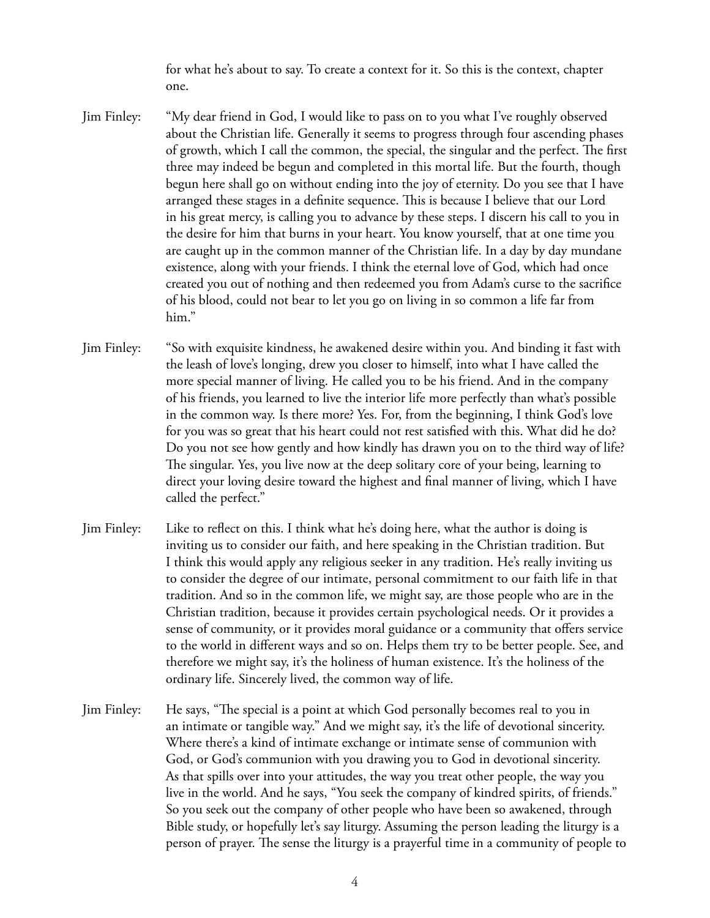for what he's about to say. To create a context for it. So this is the context, chapter one.

Jim Finley: "My dear friend in God, I would like to pass on to you what I've roughly observed about the Christian life. Generally it seems to progress through four ascending phases of growth, which I call the common, the special, the singular and the perfect. The first three may indeed be begun and completed in this mortal life. But the fourth, though begun here shall go on without ending into the joy of eternity. Do you see that I have arranged these stages in a definite sequence. This is because I believe that our Lord in his great mercy, is calling you to advance by these steps. I discern his call to you in the desire for him that burns in your heart. You know yourself, that at one time you are caught up in the common manner of the Christian life. In a day by day mundane existence, along with your friends. I think the eternal love of God, which had once created you out of nothing and then redeemed you from Adam's curse to the sacrifice of his blood, could not bear to let you go on living in so common a life far from him."

Jim Finley: "So with exquisite kindness, he awakened desire within you. And binding it fast with the leash of love's longing, drew you closer to himself, into what I have called the more special manner of living. He called you to be his friend. And in the company of his friends, you learned to live the interior life more perfectly than what's possible in the common way. Is there more? Yes. For, from the beginning, I think God's love for you was so great that his heart could not rest satisfied with this. What did he do? Do you not see how gently and how kindly has drawn you on to the third way of life? The singular. Yes, you live now at the deep solitary core of your being, learning to direct your loving desire toward the highest and final manner of living, which I have called the perfect."

Jim Finley: Like to reflect on this. I think what he's doing here, what the author is doing is inviting us to consider our faith, and here speaking in the Christian tradition. But I think this would apply any religious seeker in any tradition. He's really inviting us to consider the degree of our intimate, personal commitment to our faith life in that tradition. And so in the common life, we might say, are those people who are in the Christian tradition, because it provides certain psychological needs. Or it provides a sense of community, or it provides moral guidance or a community that offers service to the world in different ways and so on. Helps them try to be better people. See, and therefore we might say, it's the holiness of human existence. It's the holiness of the ordinary life. Sincerely lived, the common way of life.

Jim Finley: He says, "The special is a point at which God personally becomes real to you in an intimate or tangible way." And we might say, it's the life of devotional sincerity. Where there's a kind of intimate exchange or intimate sense of communion with God, or God's communion with you drawing you to God in devotional sincerity. As that spills over into your attitudes, the way you treat other people, the way you live in the world. And he says, "You seek the company of kindred spirits, of friends." So you seek out the company of other people who have been so awakened, through Bible study, or hopefully let's say liturgy. Assuming the person leading the liturgy is a person of prayer. The sense the liturgy is a prayerful time in a community of people to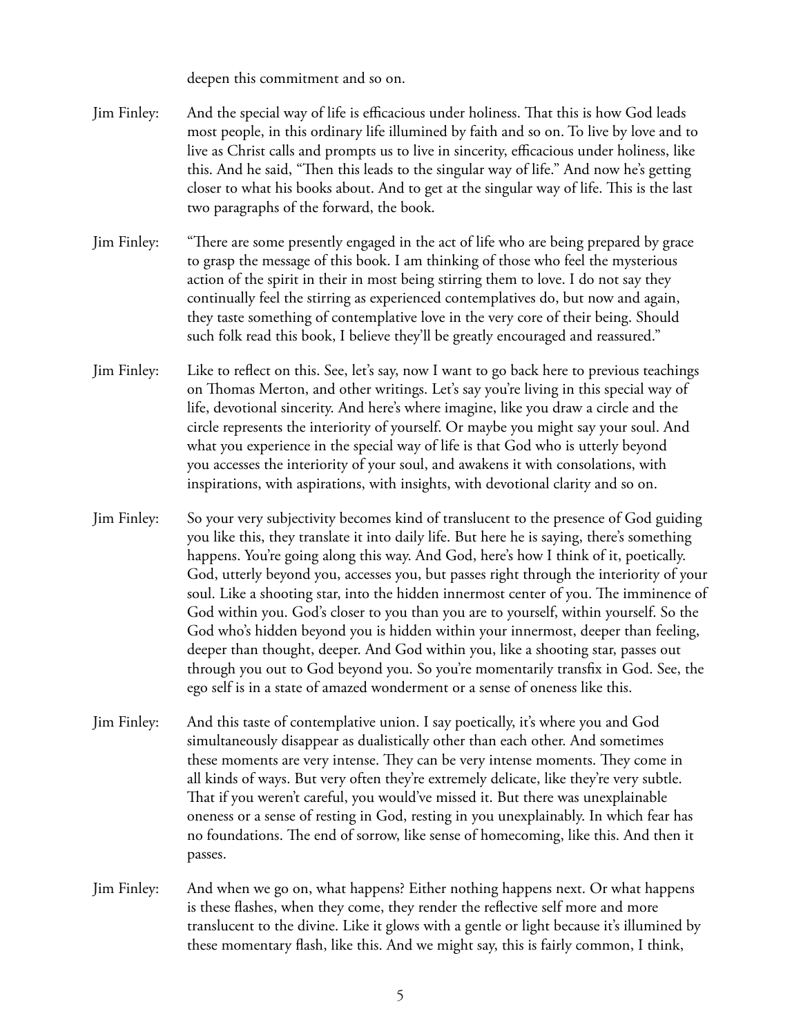deepen this commitment and so on.

Jim Finley: And the special way of life is efficacious under holiness. That this is how God leads most people, in this ordinary life illumined by faith and so on. To live by love and to live as Christ calls and prompts us to live in sincerity, efficacious under holiness, like this. And he said, "Then this leads to the singular way of life." And now he's getting closer to what his books about. And to get at the singular way of life. This is the last two paragraphs of the forward, the book.

Jim Finley: "There are some presently engaged in the act of life who are being prepared by grace to grasp the message of this book. I am thinking of those who feel the mysterious action of the spirit in their in most being stirring them to love. I do not say they continually feel the stirring as experienced contemplatives do, but now and again, they taste something of contemplative love in the very core of their being. Should such folk read this book, I believe they'll be greatly encouraged and reassured."

Jim Finley: Like to reflect on this. See, let's say, now I want to go back here to previous teachings on Thomas Merton, and other writings. Let's say you're living in this special way of life, devotional sincerity. And here's where imagine, like you draw a circle and the circle represents the interiority of yourself. Or maybe you might say your soul. And what you experience in the special way of life is that God who is utterly beyond you accesses the interiority of your soul, and awakens it with consolations, with inspirations, with aspirations, with insights, with devotional clarity and so on.

Jim Finley: So your very subjectivity becomes kind of translucent to the presence of God guiding you like this, they translate it into daily life. But here he is saying, there's something happens. You're going along this way. And God, here's how I think of it, poetically. God, utterly beyond you, accesses you, but passes right through the interiority of your soul. Like a shooting star, into the hidden innermost center of you. The imminence of God within you. God's closer to you than you are to yourself, within yourself. So the God who's hidden beyond you is hidden within your innermost, deeper than feeling, deeper than thought, deeper. And God within you, like a shooting star, passes out through you out to God beyond you. So you're momentarily transfix in God. See, the ego self is in a state of amazed wonderment or a sense of oneness like this.

Jim Finley: And this taste of contemplative union. I say poetically, it's where you and God simultaneously disappear as dualistically other than each other. And sometimes these moments are very intense. They can be very intense moments. They come in all kinds of ways. But very often they're extremely delicate, like they're very subtle. That if you weren't careful, you would've missed it. But there was unexplainable oneness or a sense of resting in God, resting in you unexplainably. In which fear has no foundations. The end of sorrow, like sense of homecoming, like this. And then it passes.

Jim Finley: And when we go on, what happens? Either nothing happens next. Or what happens is these flashes, when they come, they render the reflective self more and more translucent to the divine. Like it glows with a gentle or light because it's illumined by these momentary flash, like this. And we might say, this is fairly common, I think,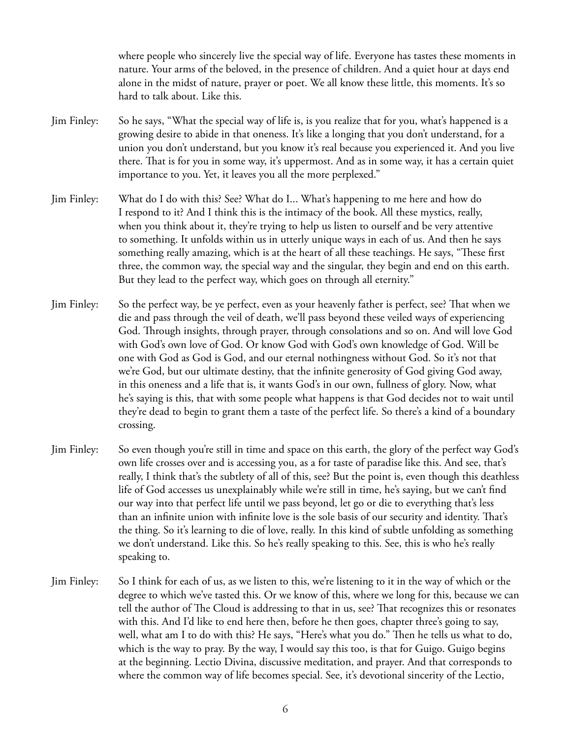where people who sincerely live the special way of life. Everyone has tastes these moments in nature. Your arms of the beloved, in the presence of children. And a quiet hour at days end alone in the midst of nature, prayer or poet. We all know these little, this moments. It's so hard to talk about. Like this.

Jim Finley: So he says, "What the special way of life is, is you realize that for you, what's happened is a growing desire to abide in that oneness. It's like a longing that you don't understand, for a union you don't understand, but you know it's real because you experienced it. And you live there. That is for you in some way, it's uppermost. And as in some way, it has a certain quiet importance to you. Yet, it leaves you all the more perplexed."

Jim Finley: What do I do with this? See? What do I... What's happening to me here and how do I respond to it? And I think this is the intimacy of the book. All these mystics, really, when you think about it, they're trying to help us listen to ourself and be very attentive to something. It unfolds within us in utterly unique ways in each of us. And then he says something really amazing, which is at the heart of all these teachings. He says, "These first three, the common way, the special way and the singular, they begin and end on this earth. But they lead to the perfect way, which goes on through all eternity."

Jim Finley: So the perfect way, be ye perfect, even as your heavenly father is perfect, see? That when we die and pass through the veil of death, we'll pass beyond these veiled ways of experiencing God. Through insights, through prayer, through consolations and so on. And will love God with God's own love of God. Or know God with God's own knowledge of God. Will be one with God as God is God, and our eternal nothingness without God. So it's not that we're God, but our ultimate destiny, that the infinite generosity of God giving God away, in this oneness and a life that is, it wants God's in our own, fullness of glory. Now, what he's saying is this, that with some people what happens is that God decides not to wait until they're dead to begin to grant them a taste of the perfect life. So there's a kind of a boundary crossing.

Jim Finley: So even though you're still in time and space on this earth, the glory of the perfect way God's own life crosses over and is accessing you, as a for taste of paradise like this. And see, that's really, I think that's the subtlety of all of this, see? But the point is, even though this deathless life of God accesses us unexplainably while we're still in time, he's saying, but we can't find our way into that perfect life until we pass beyond, let go or die to everything that's less than an infinite union with infinite love is the sole basis of our security and identity. That's the thing. So it's learning to die of love, really. In this kind of subtle unfolding as something we don't understand. Like this. So he's really speaking to this. See, this is who he's really speaking to.

Jim Finley: So I think for each of us, as we listen to this, we're listening to it in the way of which or the degree to which we've tasted this. Or we know of this, where we long for this, because we can tell the author of The Cloud is addressing to that in us, see? That recognizes this or resonates with this. And I'd like to end here then, before he then goes, chapter three's going to say, well, what am I to do with this? He says, "Here's what you do." Then he tells us what to do, which is the way to pray. By the way, I would say this too, is that for Guigo. Guigo begins at the beginning. Lectio Divina, discussive meditation, and prayer. And that corresponds to where the common way of life becomes special. See, it's devotional sincerity of the Lectio,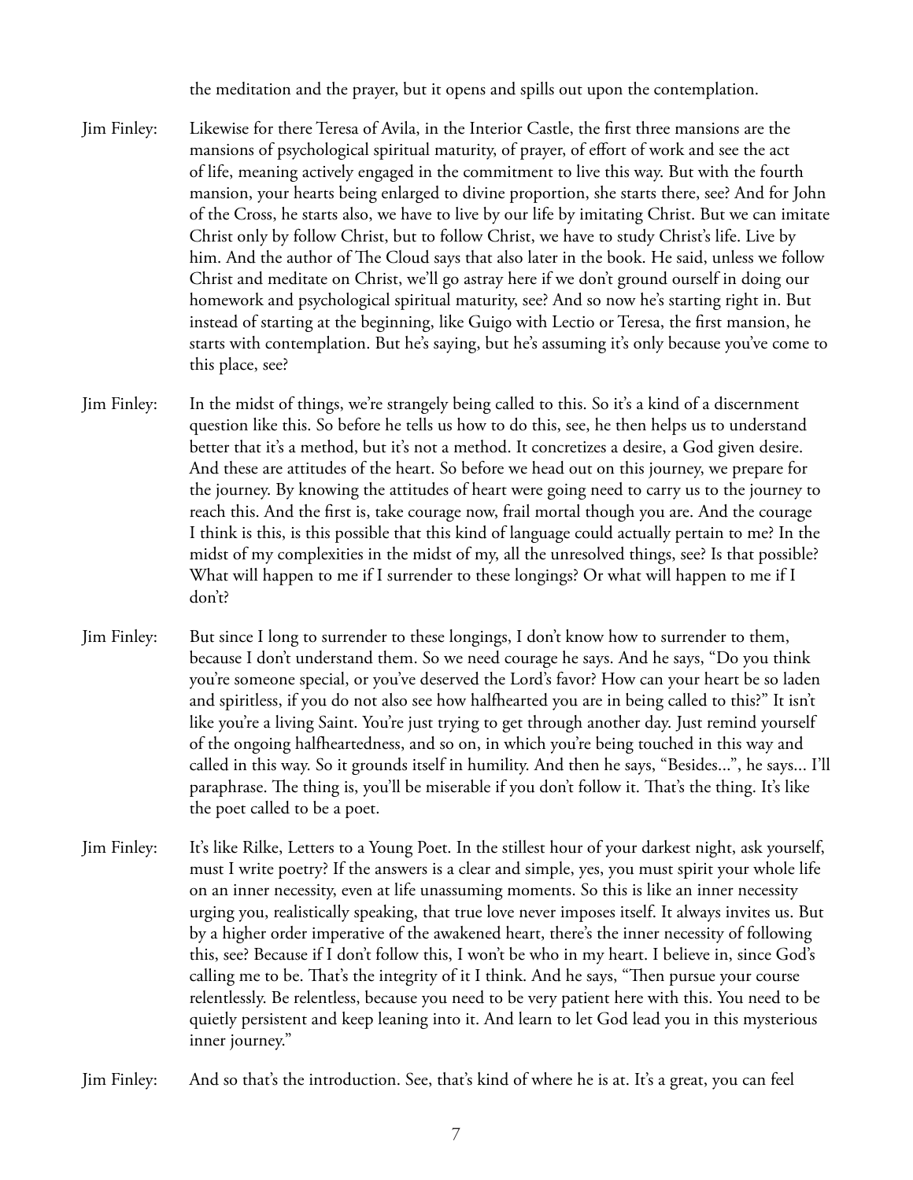the meditation and the prayer, but it opens and spills out upon the contemplation.

Jim Finley: Likewise for there Teresa of Avila, in the Interior Castle, the first three mansions are the mansions of psychological spiritual maturity, of prayer, of effort of work and see the act of life, meaning actively engaged in the commitment to live this way. But with the fourth mansion, your hearts being enlarged to divine proportion, she starts there, see? And for John of the Cross, he starts also, we have to live by our life by imitating Christ. But we can imitate Christ only by follow Christ, but to follow Christ, we have to study Christ's life. Live by him. And the author of The Cloud says that also later in the book. He said, unless we follow Christ and meditate on Christ, we'll go astray here if we don't ground ourself in doing our homework and psychological spiritual maturity, see? And so now he's starting right in. But instead of starting at the beginning, like Guigo with Lectio or Teresa, the first mansion, he starts with contemplation. But he's saying, but he's assuming it's only because you've come to this place, see?

Jim Finley: In the midst of things, we're strangely being called to this. So it's a kind of a discernment question like this. So before he tells us how to do this, see, he then helps us to understand better that it's a method, but it's not a method. It concretizes a desire, a God given desire. And these are attitudes of the heart. So before we head out on this journey, we prepare for the journey. By knowing the attitudes of heart were going need to carry us to the journey to reach this. And the first is, take courage now, frail mortal though you are. And the courage I think is this, is this possible that this kind of language could actually pertain to me? In the midst of my complexities in the midst of my, all the unresolved things, see? Is that possible? What will happen to me if I surrender to these longings? Or what will happen to me if I don't?

Jim Finley: But since I long to surrender to these longings, I don't know how to surrender to them, because I don't understand them. So we need courage he says. And he says, "Do you think you're someone special, or you've deserved the Lord's favor? How can your heart be so laden and spiritless, if you do not also see how halfhearted you are in being called to this?" It isn't like you're a living Saint. You're just trying to get through another day. Just remind yourself of the ongoing halfheartedness, and so on, in which you're being touched in this way and called in this way. So it grounds itself in humility. And then he says, "Besides...", he says... I'll paraphrase. The thing is, you'll be miserable if you don't follow it. That's the thing. It's like the poet called to be a poet.

Jim Finley: It's like Rilke, Letters to a Young Poet. In the stillest hour of your darkest night, ask yourself, must I write poetry? If the answers is a clear and simple, yes, you must spirit your whole life on an inner necessity, even at life unassuming moments. So this is like an inner necessity urging you, realistically speaking, that true love never imposes itself. It always invites us. But by a higher order imperative of the awakened heart, there's the inner necessity of following this, see? Because if I don't follow this, I won't be who in my heart. I believe in, since God's calling me to be. That's the integrity of it I think. And he says, "Then pursue your course relentlessly. Be relentless, because you need to be very patient here with this. You need to be quietly persistent and keep leaning into it. And learn to let God lead you in this mysterious inner journey."

Jim Finley: And so that's the introduction. See, that's kind of where he is at. It's a great, you can feel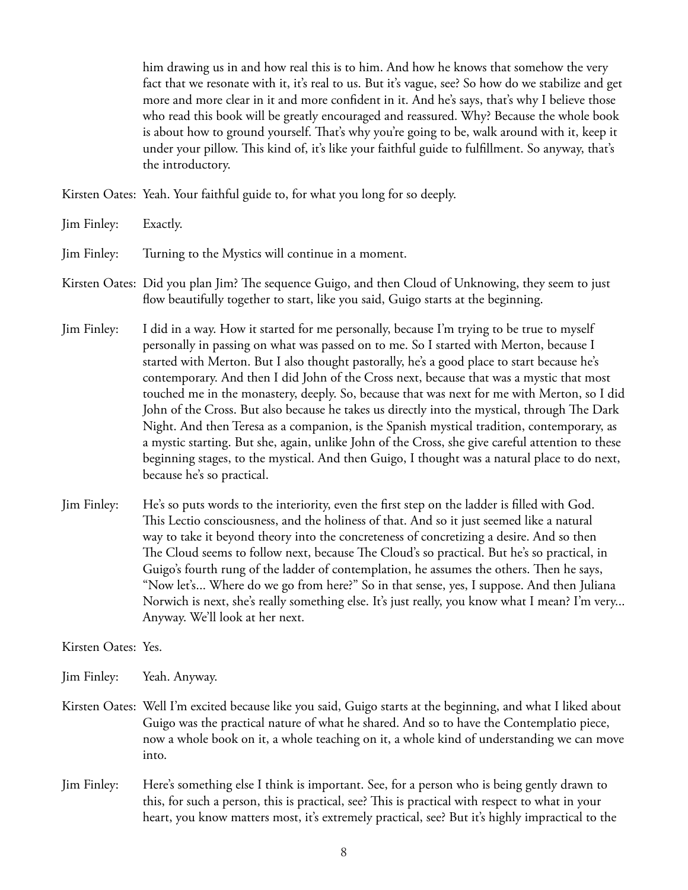him drawing us in and how real this is to him. And how he knows that somehow the very fact that we resonate with it, it's real to us. But it's vague, see? So how do we stabilize and get more and more clear in it and more confident in it. And he's says, that's why I believe those who read this book will be greatly encouraged and reassured. Why? Because the whole book is about how to ground yourself. That's why you're going to be, walk around with it, keep it under your pillow. This kind of, it's like your faithful guide to fulfillment. So anyway, that's the introductory.

Kirsten Oates: Yeah. Your faithful guide to, for what you long for so deeply.

Jim Finley: Exactly.

Jim Finley: Turning to the Mystics will continue in a moment.

Kirsten Oates: Did you plan Jim? The sequence Guigo, and then Cloud of Unknowing, they seem to just flow beautifully together to start, like you said, Guigo starts at the beginning.

Jim Finley: I did in a way. How it started for me personally, because I'm trying to be true to myself personally in passing on what was passed on to me. So I started with Merton, because I started with Merton. But I also thought pastorally, he's a good place to start because he's contemporary. And then I did John of the Cross next, because that was a mystic that most touched me in the monastery, deeply. So, because that was next for me with Merton, so I did John of the Cross. But also because he takes us directly into the mystical, through The Dark Night. And then Teresa as a companion, is the Spanish mystical tradition, contemporary, as a mystic starting. But she, again, unlike John of the Cross, she give careful attention to these beginning stages, to the mystical. And then Guigo, I thought was a natural place to do next, because he's so practical.

Jim Finley: He's so puts words to the interiority, even the first step on the ladder is filled with God. This Lectio consciousness, and the holiness of that. And so it just seemed like a natural way to take it beyond theory into the concreteness of concretizing a desire. And so then The Cloud seems to follow next, because The Cloud's so practical. But he's so practical, in Guigo's fourth rung of the ladder of contemplation, he assumes the others. Then he says, "Now let's... Where do we go from here?" So in that sense, yes, I suppose. And then Juliana Norwich is next, she's really something else. It's just really, you know what I mean? I'm very... Anyway. We'll look at her next.

Kirsten Oates: Yes.

Jim Finley: Yeah. Anyway.

Kirsten Oates: Well I'm excited because like you said, Guigo starts at the beginning, and what I liked about Guigo was the practical nature of what he shared. And so to have the Contemplatio piece, now a whole book on it, a whole teaching on it, a whole kind of understanding we can move into.

Jim Finley: Here's something else I think is important. See, for a person who is being gently drawn to this, for such a person, this is practical, see? This is practical with respect to what in your heart, you know matters most, it's extremely practical, see? But it's highly impractical to the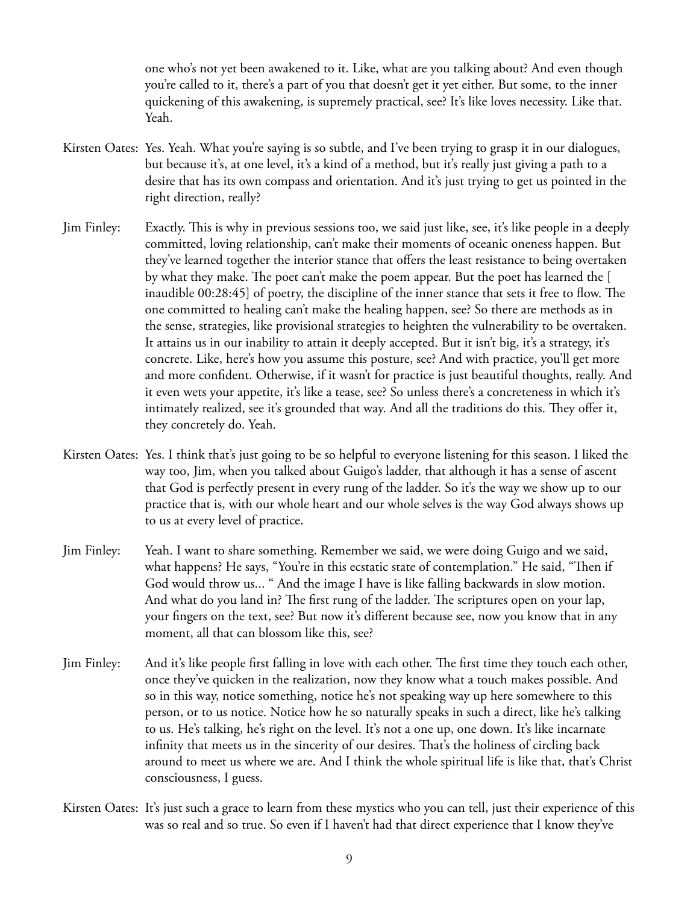one who's not yet been awakened to it. Like, what are you talking about? And even though you're called to it, there's a part of you that doesn't get it yet either. But some, to the inner quickening of this awakening, is supremely practical, see? It's like loves necessity. Like that. Yeah.

Kirsten Oates: Yes. Yeah. What you're saying is so subtle, and I've been trying to grasp it in our dialogues, but because it's, at one level, it's a kind of a method, but it's really just giving a path to a desire that has its own compass and orientation. And it's just trying to get us pointed in the right direction, really?

Jim Finley: Exactly. This is why in previous sessions too, we said just like, see, it's like people in a deeply committed, loving relationship, can't make their moments of oceanic oneness happen. But they've learned together the interior stance that offers the least resistance to being overtaken by what they make. The poet can't make the poem appear. But the poet has learned the [ inaudible 00:28:45] of poetry, the discipline of the inner stance that sets it free to flow. The one committed to healing can't make the healing happen, see? So there are methods as in the sense, strategies, like provisional strategies to heighten the vulnerability to be overtaken. It attains us in our inability to attain it deeply accepted. But it isn't big, it's a strategy, it's concrete. Like, here's how you assume this posture, see? And with practice, you'll get more and more confident. Otherwise, if it wasn't for practice is just beautiful thoughts, really. And it even wets your appetite, it's like a tease, see? So unless there's a concreteness in which it's intimately realized, see it's grounded that way. And all the traditions do this. They offer it, they concretely do. Yeah.

Kirsten Oates: Yes. I think that's just going to be so helpful to everyone listening for this season. I liked the way too, Jim, when you talked about Guigo's ladder, that although it has a sense of ascent that God is perfectly present in every rung of the ladder. So it's the way we show up to our practice that is, with our whole heart and our whole selves is the way God always shows up to us at every level of practice.

Jim Finley: Yeah. I want to share something. Remember we said, we were doing Guigo and we said, what happens? He says, "You're in this ecstatic state of contemplation." He said, "Then if God would throw us... " And the image I have is like falling backwards in slow motion. And what do you land in? The first rung of the ladder. The scriptures open on your lap, your fingers on the text, see? But now it's different because see, now you know that in any moment, all that can blossom like this, see?

Jim Finley: And it's like people first falling in love with each other. The first time they touch each other, once they've quicken in the realization, now they know what a touch makes possible. And so in this way, notice something, notice he's not speaking way up here somewhere to this person, or to us notice. Notice how he so naturally speaks in such a direct, like he's talking to us. He's talking, he's right on the level. It's not a one up, one down. It's like incarnate infinity that meets us in the sincerity of our desires. That's the holiness of circling back around to meet us where we are. And I think the whole spiritual life is like that, that's Christ consciousness, I guess.

Kirsten Oates: It's just such a grace to learn from these mystics who you can tell, just their experience of this was so real and so true. So even if I haven't had that direct experience that I know they've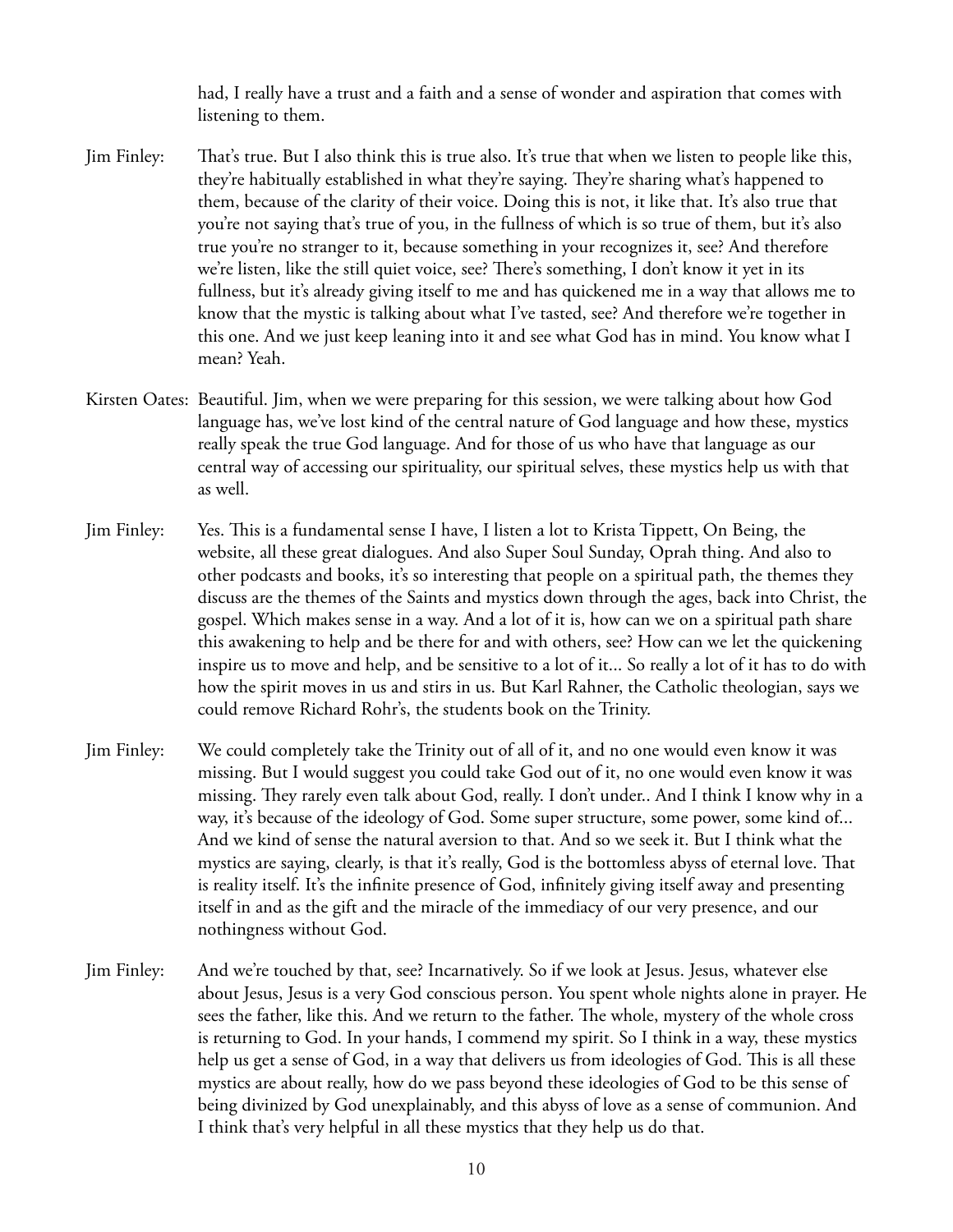had, I really have a trust and a faith and a sense of wonder and aspiration that comes with listening to them.

Jim Finley: That's true. But I also think this is true also. It's true that when we listen to people like this, they're habitually established in what they're saying. They're sharing what's happened to them, because of the clarity of their voice. Doing this is not, it like that. It's also true that you're not saying that's true of you, in the fullness of which is so true of them, but it's also true you're no stranger to it, because something in your recognizes it, see? And therefore we're listen, like the still quiet voice, see? There's something, I don't know it yet in its fullness, but it's already giving itself to me and has quickened me in a way that allows me to know that the mystic is talking about what I've tasted, see? And therefore we're together in this one. And we just keep leaning into it and see what God has in mind. You know what I mean? Yeah.

Kirsten Oates: Beautiful. Jim, when we were preparing for this session, we were talking about how God language has, we've lost kind of the central nature of God language and how these, mystics really speak the true God language. And for those of us who have that language as our central way of accessing our spirituality, our spiritual selves, these mystics help us with that as well.

Jim Finley: Yes. This is a fundamental sense I have, I listen a lot to Krista Tippett, On Being, the website, all these great dialogues. And also Super Soul Sunday, Oprah thing. And also to other podcasts and books, it's so interesting that people on a spiritual path, the themes they discuss are the themes of the Saints and mystics down through the ages, back into Christ, the gospel. Which makes sense in a way. And a lot of it is, how can we on a spiritual path share this awakening to help and be there for and with others, see? How can we let the quickening inspire us to move and help, and be sensitive to a lot of it... So really a lot of it has to do with how the spirit moves in us and stirs in us. But Karl Rahner, the Catholic theologian, says we could remove Richard Rohr's, the students book on the Trinity.

Jim Finley: We could completely take the Trinity out of all of it, and no one would even know it was missing. But I would suggest you could take God out of it, no one would even know it was missing. They rarely even talk about God, really. I don't under.. And I think I know why in a way, it's because of the ideology of God. Some super structure, some power, some kind of... And we kind of sense the natural aversion to that. And so we seek it. But I think what the mystics are saying, clearly, is that it's really, God is the bottomless abyss of eternal love. That is reality itself. It's the infinite presence of God, infinitely giving itself away and presenting itself in and as the gift and the miracle of the immediacy of our very presence, and our nothingness without God.

Jim Finley: And we're touched by that, see? Incarnatively. So if we look at Jesus. Jesus, whatever else about Jesus, Jesus is a very God conscious person. You spent whole nights alone in prayer. He sees the father, like this. And we return to the father. The whole, mystery of the whole cross is returning to God. In your hands, I commend my spirit. So I think in a way, these mystics help us get a sense of God, in a way that delivers us from ideologies of God. This is all these mystics are about really, how do we pass beyond these ideologies of God to be this sense of being divinized by God unexplainably, and this abyss of love as a sense of communion. And I think that's very helpful in all these mystics that they help us do that.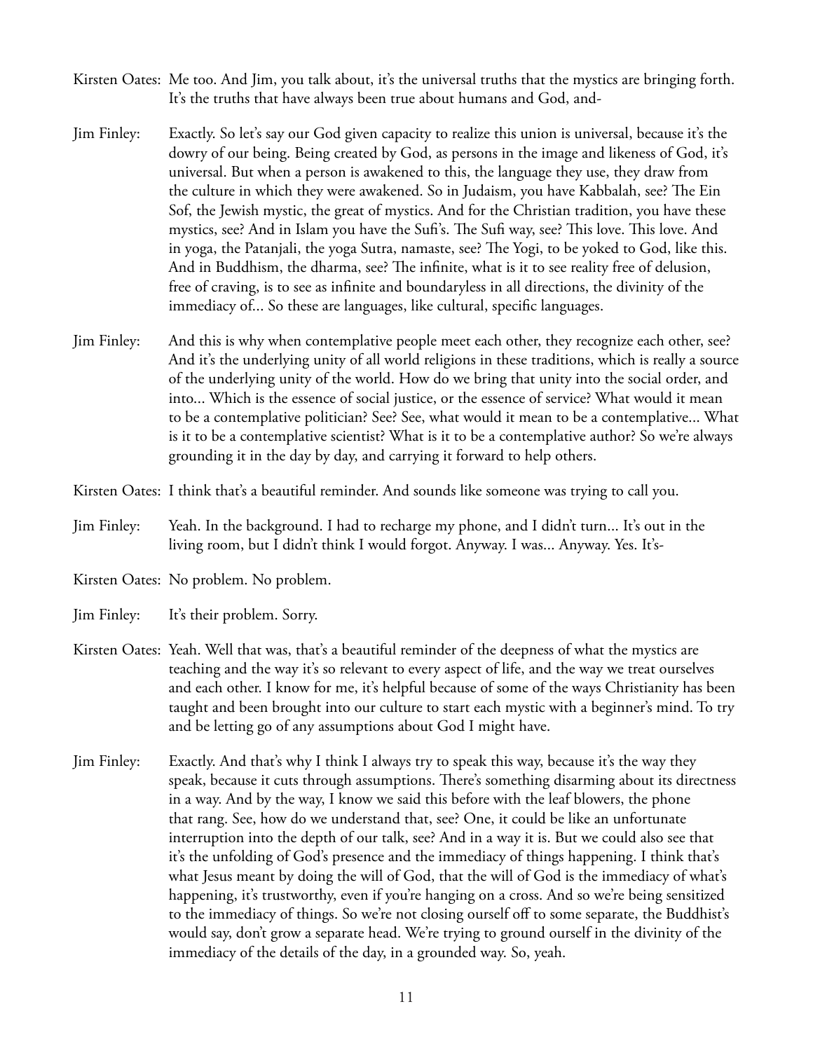Kirsten Oates: Me too. And Jim, you talk about, it's the universal truths that the mystics are bringing forth. It's the truths that have always been true about humans and God, and-

Jim Finley: Exactly. So let's say our God given capacity to realize this union is universal, because it's the dowry of our being. Being created by God, as persons in the image and likeness of God, it's universal. But when a person is awakened to this, the language they use, they draw from the culture in which they were awakened. So in Judaism, you have Kabbalah, see? The Ein Sof, the Jewish mystic, the great of mystics. And for the Christian tradition, you have these mystics, see? And in Islam you have the Sufi's. The Sufi way, see? This love. This love. And in yoga, the Patanjali, the yoga Sutra, namaste, see? The Yogi, to be yoked to God, like this. And in Buddhism, the dharma, see? The infinite, what is it to see reality free of delusion, free of craving, is to see as infinite and boundaryless in all directions, the divinity of the immediacy of... So these are languages, like cultural, specific languages.

Jim Finley: And this is why when contemplative people meet each other, they recognize each other, see? And it's the underlying unity of all world religions in these traditions, which is really a source of the underlying unity of the world. How do we bring that unity into the social order, and into... Which is the essence of social justice, or the essence of service? What would it mean to be a contemplative politician? See? See, what would it mean to be a contemplative... What is it to be a contemplative scientist? What is it to be a contemplative author? So we're always grounding it in the day by day, and carrying it forward to help others.

Kirsten Oates: I think that's a beautiful reminder. And sounds like someone was trying to call you.

Jim Finley: Yeah. In the background. I had to recharge my phone, and I didn't turn... It's out in the living room, but I didn't think I would forgot. Anyway. I was... Anyway. Yes. It's-

Kirsten Oates: No problem. No problem.

Jim Finley: It's their problem. Sorry.

Kirsten Oates: Yeah. Well that was, that's a beautiful reminder of the deepness of what the mystics are teaching and the way it's so relevant to every aspect of life, and the way we treat ourselves and each other. I know for me, it's helpful because of some of the ways Christianity has been taught and been brought into our culture to start each mystic with a beginner's mind. To try and be letting go of any assumptions about God I might have.

Jim Finley: Exactly. And that's why I think I always try to speak this way, because it's the way they speak, because it cuts through assumptions. There's something disarming about its directness in a way. And by the way, I know we said this before with the leaf blowers, the phone that rang. See, how do we understand that, see? One, it could be like an unfortunate interruption into the depth of our talk, see? And in a way it is. But we could also see that it's the unfolding of God's presence and the immediacy of things happening. I think that's what Jesus meant by doing the will of God, that the will of God is the immediacy of what's happening, it's trustworthy, even if you're hanging on a cross. And so we're being sensitized to the immediacy of things. So we're not closing ourself off to some separate, the Buddhist's would say, don't grow a separate head. We're trying to ground ourself in the divinity of the immediacy of the details of the day, in a grounded way. So, yeah.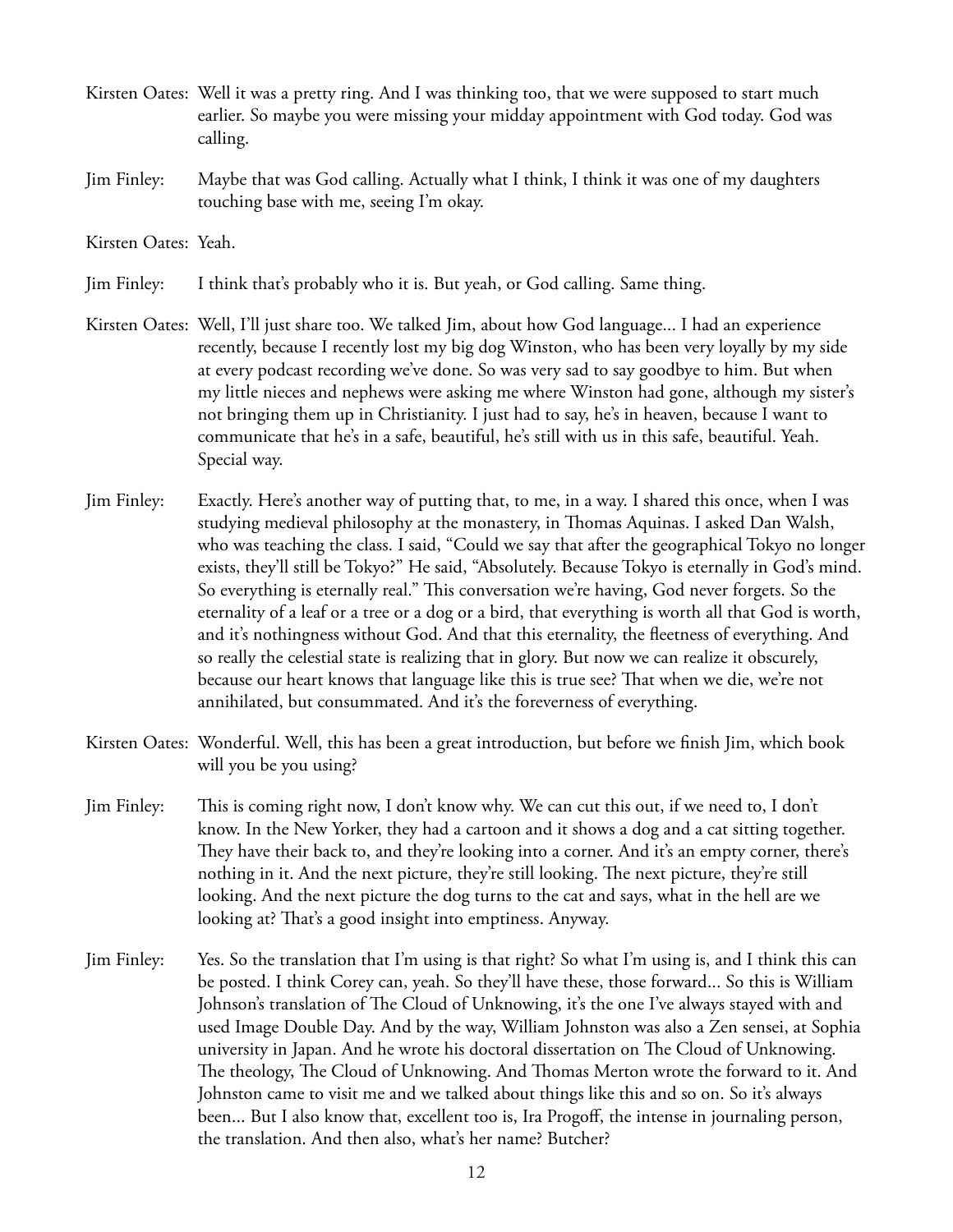Kirsten Oates: Well it was a pretty ring. And I was thinking too, that we were supposed to start much earlier. So maybe you were missing your midday appointment with God today. God was calling.

Jim Finley: Maybe that was God calling. Actually what I think, I think it was one of my daughters touching base with me, seeing I'm okay.

Kirsten Oates: Yeah.

Jim Finley: I think that's probably who it is. But yeah, or God calling. Same thing.

Kirsten Oates: Well, I'll just share too. We talked Jim, about how God language... I had an experience recently, because I recently lost my big dog Winston, who has been very loyally by my side at every podcast recording we've done. So was very sad to say goodbye to him. But when my little nieces and nephews were asking me where Winston had gone, although my sister's not bringing them up in Christianity. I just had to say, he's in heaven, because I want to communicate that he's in a safe, beautiful, he's still with us in this safe, beautiful. Yeah. Special way.

Jim Finley: Exactly. Here's another way of putting that, to me, in a way. I shared this once, when I was studying medieval philosophy at the monastery, in Thomas Aquinas. I asked Dan Walsh, who was teaching the class. I said, "Could we say that after the geographical Tokyo no longer exists, they'll still be Tokyo?" He said, "Absolutely. Because Tokyo is eternally in God's mind. So everything is eternally real." This conversation we're having, God never forgets. So the eternality of a leaf or a tree or a dog or a bird, that everything is worth all that God is worth, and it's nothingness without God. And that this eternality, the fleetness of everything. And so really the celestial state is realizing that in glory. But now we can realize it obscurely, because our heart knows that language like this is true see? That when we die, we're not annihilated, but consummated. And it's the foreverness of everything.

Kirsten Oates: Wonderful. Well, this has been a great introduction, but before we finish Jim, which book will you be you using?

Jim Finley: This is coming right now, I don't know why. We can cut this out, if we need to, I don't know. In the New Yorker, they had a cartoon and it shows a dog and a cat sitting together. They have their back to, and they're looking into a corner. And it's an empty corner, there's nothing in it. And the next picture, they're still looking. The next picture, they're still looking. And the next picture the dog turns to the cat and says, what in the hell are we looking at? That's a good insight into emptiness. Anyway.

Jim Finley: Yes. So the translation that I'm using is that right? So what I'm using is, and I think this can be posted. I think Corey can, yeah. So they'll have these, those forward... So this is William Johnson's translation of The Cloud of Unknowing, it's the one I've always stayed with and used Image Double Day. And by the way, William Johnston was also a Zen sensei, at Sophia university in Japan. And he wrote his doctoral dissertation on The Cloud of Unknowing. The theology, The Cloud of Unknowing. And Thomas Merton wrote the forward to it. And Johnston came to visit me and we talked about things like this and so on. So it's always been... But I also know that, excellent too is, Ira Progoff, the intense in journaling person, the translation. And then also, what's her name? Butcher?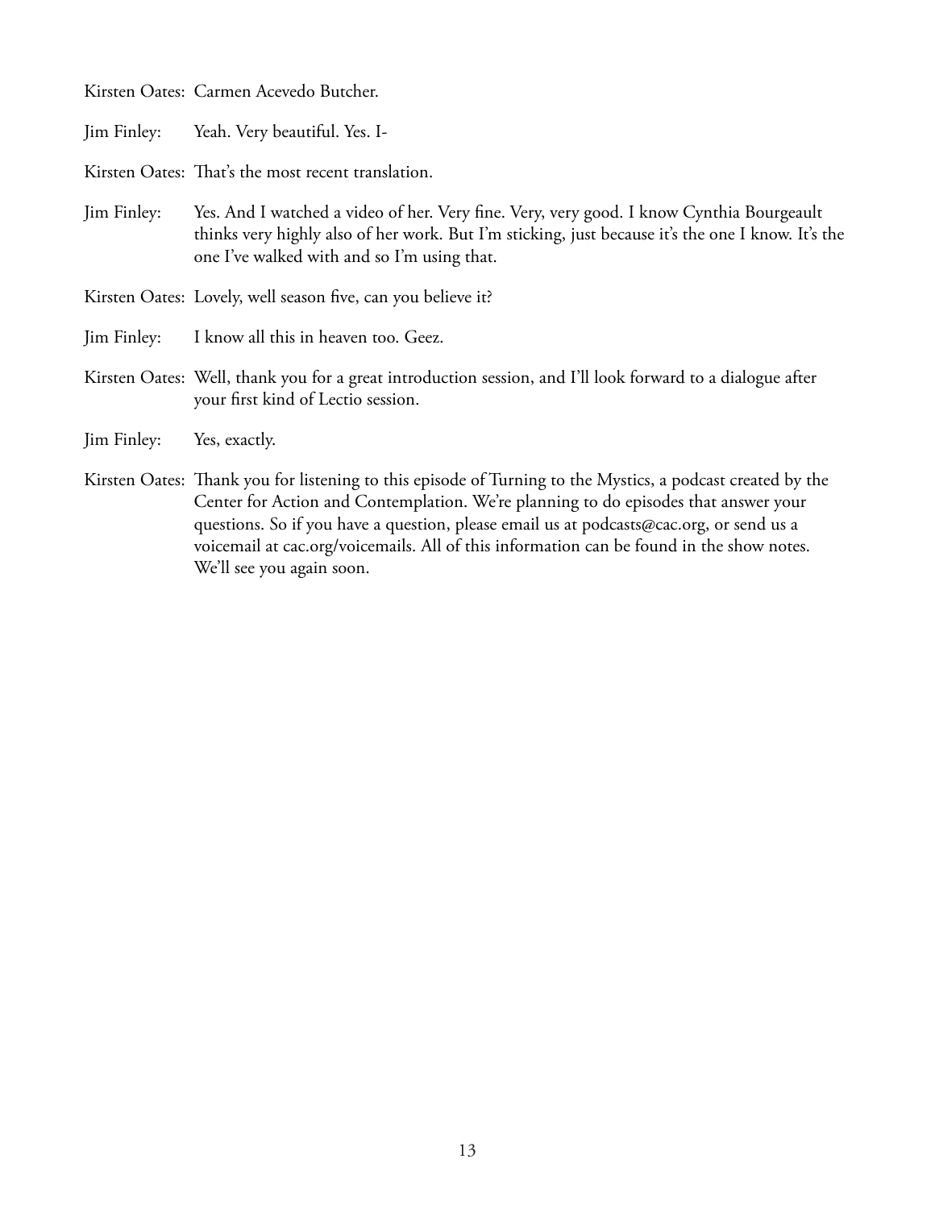Kirsten Oates: Carmen Acevedo Butcher.

Jim Finley: Yeah. Very beautiful. Yes. I-

Kirsten Oates: That's the most recent translation.

Jim Finley: Yes. And I watched a video of her. Very fine. Very, very good. I know Cynthia Bourgeault thinks very highly also of her work. But I'm sticking, just because it's the one I know. It's the one I've walked with and so I'm using that.

Kirsten Oates: Lovely, well season five, can you believe it?

Jim Finley: I know all this in heaven too. Geez.

Kirsten Oates: Well, thank you for a great introduction session, and I'll look forward to a dialogue after your first kind of Lectio session.

Jim Finley: Yes, exactly.

Kirsten Oates: Thank you for listening to this episode of Turning to the Mystics, a podcast created by the Center for Action and Contemplation. We're planning to do episodes that answer your questions. So if you have a question, please email us at podcasts@cac.org, or send us a voicemail at cac.org/voicemails. All of this information can be found in the show notes. We'll see you again soon.